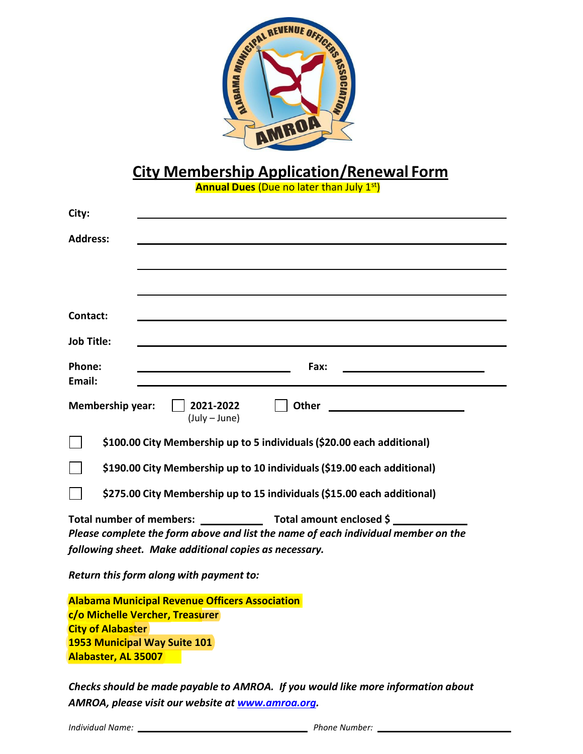# City Membership Application/Renewal Form

**Annual Dues** (Due no later than July 1st)

**City:** ______________________________

**Address:** ______________________________

______________________________

______________________________

**Contact:** ______________________________

**Job Title:** ______________________________

**Phone:** ______________________ **Fax:** ______________________

**Email:** ______________________________

**Membership year:** ☐ **2021-2022** (July – June) ☐ **Other** ______________

☐ **$100.00 City Membership up to 5 individuals ($20.00 each additional)**

☐ **$190.00 City Membership up to 10 individuals ($19.00 each additional)**

☐ **$275.00 City Membership up to 15 individuals ($15.00 each additional)**

**Total number of members:** __________ **Total amount enclosed $** __________

***Please complete the form above and list the name of each individual member on the following sheet. Make additional copies as necessary.***

***Return this form along with payment to:***

**Alabama Municipal Revenue Officers Association**
**c/o Michelle Vercher, Treasurer**
**City of Alabaster**
**1953 Municipal Way Suite 101**
**Alabaster, AL 35007**

***Checks should be made payable to AMROA. If you would like more information about AMROA, please visit our website at [www.amroa.org](http://www.amroa.org).***

*Individual Name:* ______________________ *Phone Number:* ______________________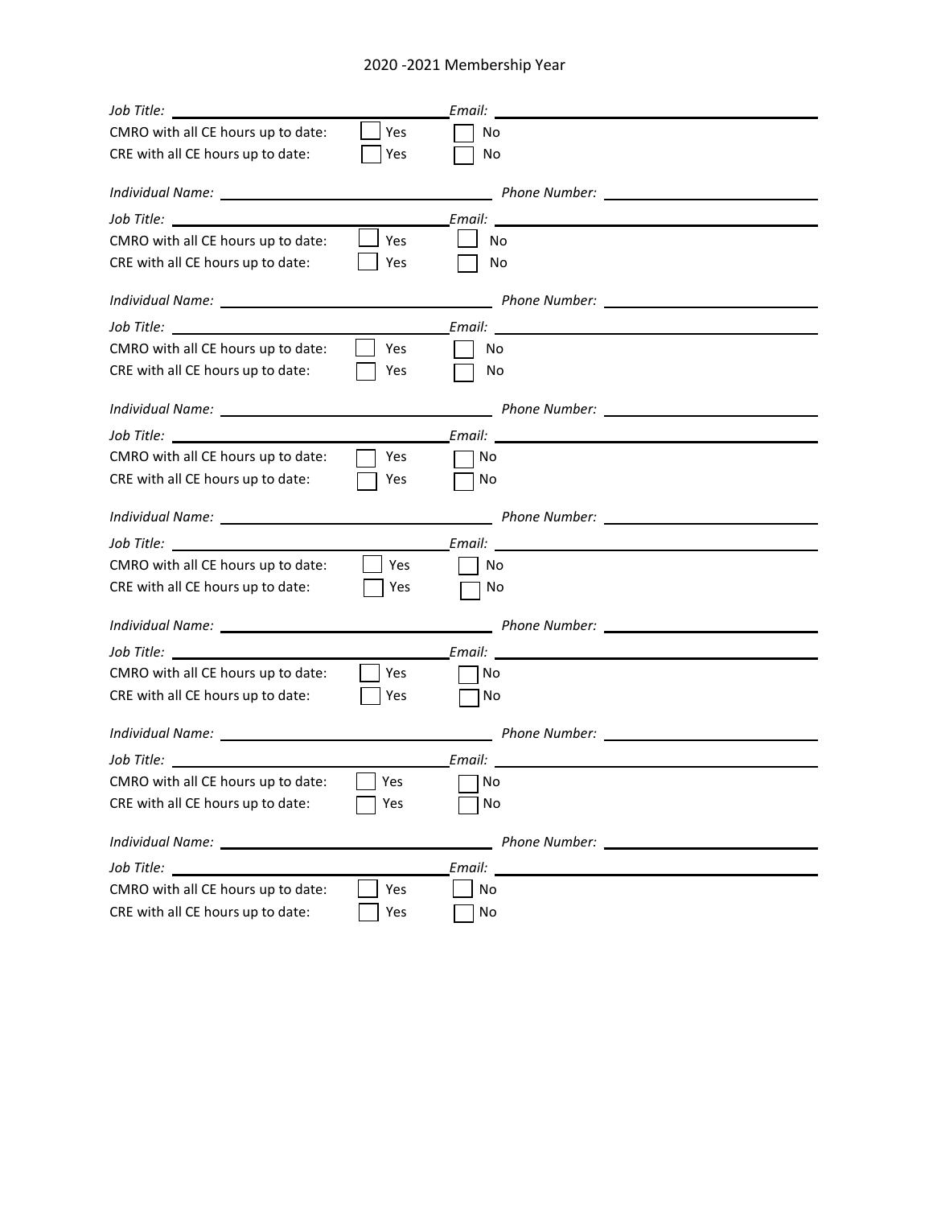2020 -2021 Membership Year

*Job Title:* ______________________ *Email:* ______________________

CMRO with all CE hours up to date: ☐ Yes ☐ No

CRE with all CE hours up to date: ☐ Yes ☐ No

*Individual Name:* ______________________ *Phone Number:* ______________________

*Job Title:* ______________________ *Email:* ______________________

CMRO with all CE hours up to date: ☐ Yes ☐ No

CRE with all CE hours up to date: ☐ Yes ☐ No

*Individual Name:* ______________________ *Phone Number:* ______________________

*Job Title:* ______________________ *Email:* ______________________

CMRO with all CE hours up to date: ☐ Yes ☐ No

CRE with all CE hours up to date: ☐ Yes ☐ No

*Individual Name:* ______________________ *Phone Number:* ______________________

*Job Title:* ______________________ *Email:* ______________________

CMRO with all CE hours up to date: ☐ Yes ☐ No

CRE with all CE hours up to date: ☐ Yes ☐ No

*Individual Name:* ______________________ *Phone Number:* ______________________

*Job Title:* ______________________ *Email:* ______________________

CMRO with all CE hours up to date: ☐ Yes ☐ No

CRE with all CE hours up to date: ☐ Yes ☐ No

*Individual Name:* ______________________ *Phone Number:* ______________________

*Job Title:* ______________________ *Email:* ______________________

CMRO with all CE hours up to date: ☐ Yes ☐ No

CRE with all CE hours up to date: ☐ Yes ☐ No

*Individual Name:* ______________________ *Phone Number:* ______________________

*Job Title:* ______________________ *Email:* ______________________

CMRO with all CE hours up to date: ☐ Yes ☐ No

CRE with all CE hours up to date: ☐ Yes ☐ No

*Individual Name:* ______________________ *Phone Number:* ______________________

*Job Title:* ______________________ *Email:* ______________________

CMRO with all CE hours up to date: ☐ Yes ☐ No

CRE with all CE hours up to date: ☐ Yes ☐ No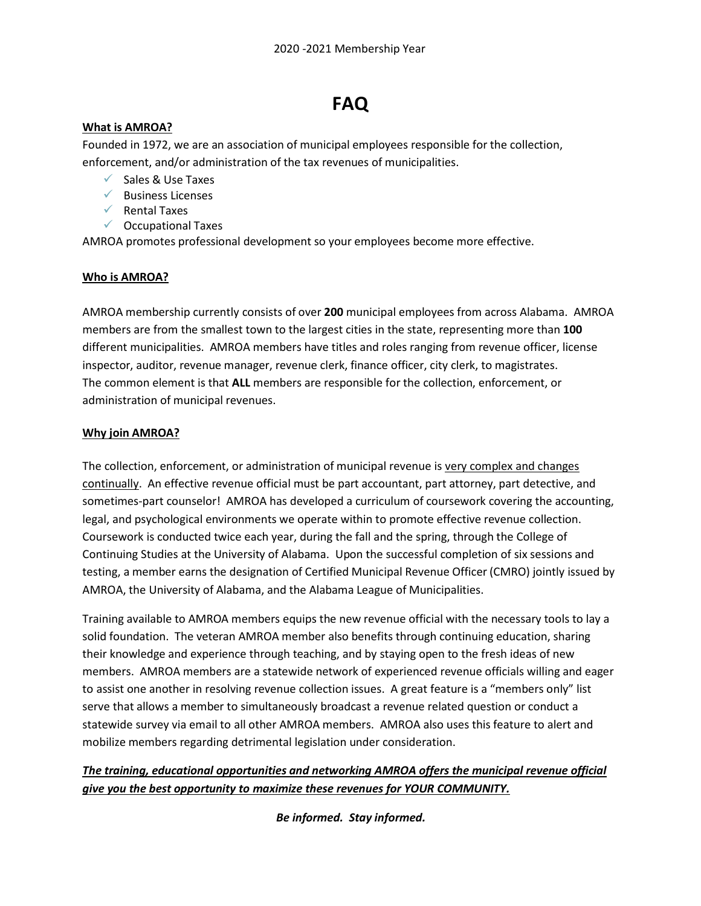2020 -2021 Membership Year

# FAQ

**What is AMROA?**

Founded in 1972, we are an association of municipal employees responsible for the collection, enforcement, and/or administration of the tax revenues of municipalities.

- ✓ Sales & Use Taxes
- ✓ Business Licenses
- ✓ Rental Taxes
- ✓ Occupational Taxes

AMROA promotes professional development so your employees become more effective.

**Who is AMROA?**

AMROA membership currently consists of over **200** municipal employees from across Alabama. AMROA members are from the smallest town to the largest cities in the state, representing more than **100** different municipalities. AMROA members have titles and roles ranging from revenue officer, license inspector, auditor, revenue manager, revenue clerk, finance officer, city clerk, to magistrates. The common element is that **ALL** members are responsible for the collection, enforcement, or administration of municipal revenues.

**Why join AMROA?**

The collection, enforcement, or administration of municipal revenue is very complex and changes continually. An effective revenue official must be part accountant, part attorney, part detective, and sometimes-part counselor! AMROA has developed a curriculum of coursework covering the accounting, legal, and psychological environments we operate within to promote effective revenue collection. Coursework is conducted twice each year, during the fall and the spring, through the College of Continuing Studies at the University of Alabama. Upon the successful completion of six sessions and testing, a member earns the designation of Certified Municipal Revenue Officer (CMRO) jointly issued by AMROA, the University of Alabama, and the Alabama League of Municipalities.

Training available to AMROA members equips the new revenue official with the necessary tools to lay a solid foundation. The veteran AMROA member also benefits through continuing education, sharing their knowledge and experience through teaching, and by staying open to the fresh ideas of new members. AMROA members are a statewide network of experienced revenue officials willing and eager to assist one another in resolving revenue collection issues. A great feature is a "members only" list serve that allows a member to simultaneously broadcast a revenue related question or conduct a statewide survey via email to all other AMROA members. AMROA also uses this feature to alert and mobilize members regarding detrimental legislation under consideration.

***The training, educational opportunities and networking AMROA offers the municipal revenue official give you the best opportunity to maximize these revenues for YOUR COMMUNITY.***

***Be informed. Stay informed.***